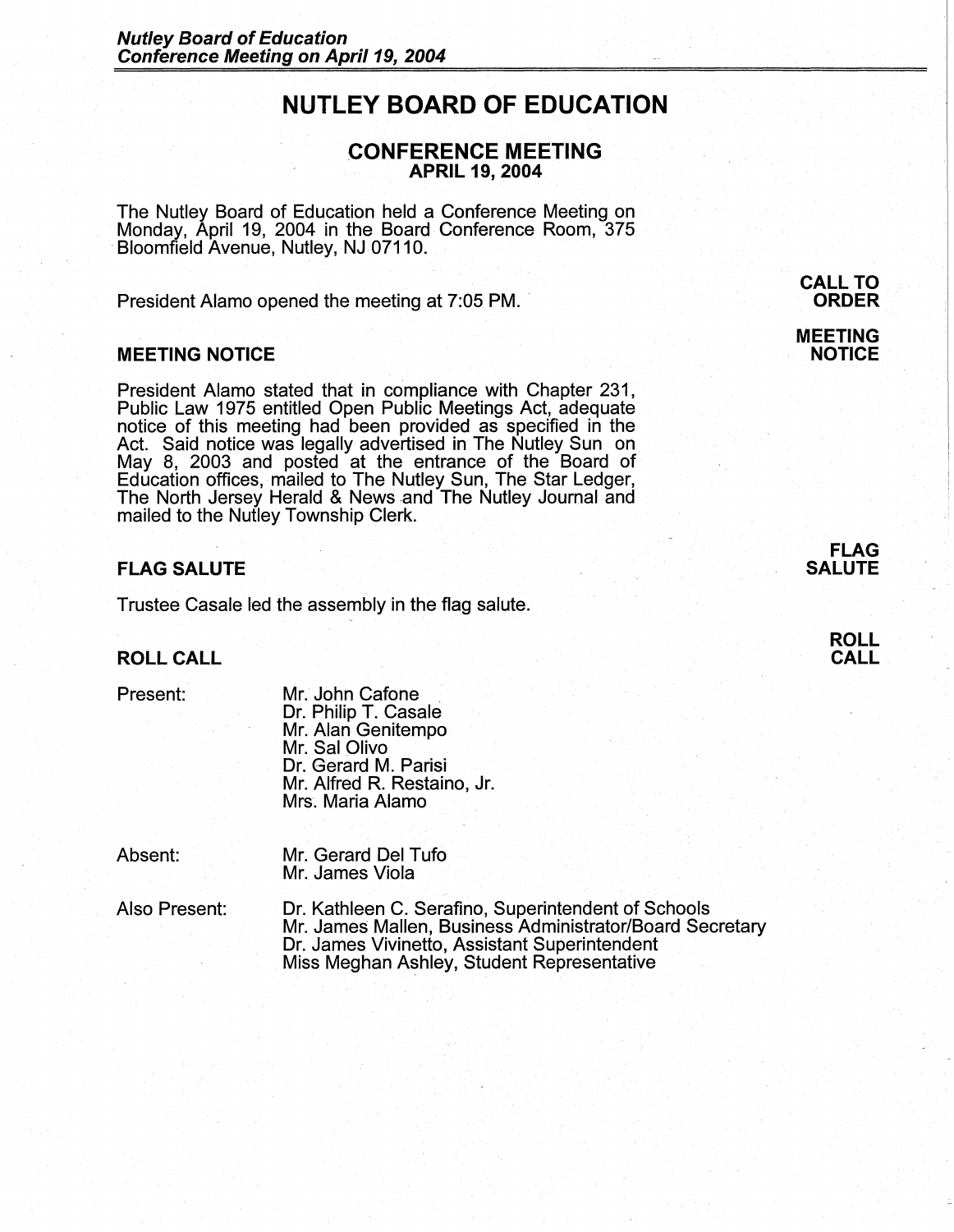# NUTLEY BOARD OF EDUCATION

## CONFERENCE MEETING
### APRIL 19, 2004

The Nutley Board of Education held a Conference Meeting on Monday, April 19, 2004 in the Board Conference Room, 375 Bloomfield Avenue, Nutley, NJ 07110.

**CALL TO ORDER**

President Alamo opened the meeting at 7:05 PM.

### MEETING NOTICE

President Alamo stated that in compliance with Chapter 231, Public Law 1975 entitled Open Public Meetings Act, adequate notice of this meeting had been provided as specified in the Act. Said notice was legally advertised in The Nutley Sun on May 8, 2003 and posted at the entrance of the Board of Education offices, mailed to The Nutley Sun, The Star Ledger, The North Jersey Herald & News and The Nutley Journal and mailed to the Nutley Township Clerk.

### FLAG SALUTE

Trustee Casale led the assembly in the flag salute.

### ROLL CALL

Present:
- Mr. John Cafone
- Dr. Philip T. Casale
- Mr. Alan Genitempo
- Mr. Sal Olivo
- Dr. Gerard M. Parisi
- Mr. Alfred R. Restaino, Jr.
- Mrs. Maria Alamo

Absent:
- Mr. Gerard Del Tufo
- Mr. James Viola

Also Present:
- Dr. Kathleen C. Serafino, Superintendent of Schools
- Mr. James Mallen, Business Administrator/Board Secretary
- Dr. James Vivinetto, Assistant Superintendent
- Miss Meghan Ashley, Student Representative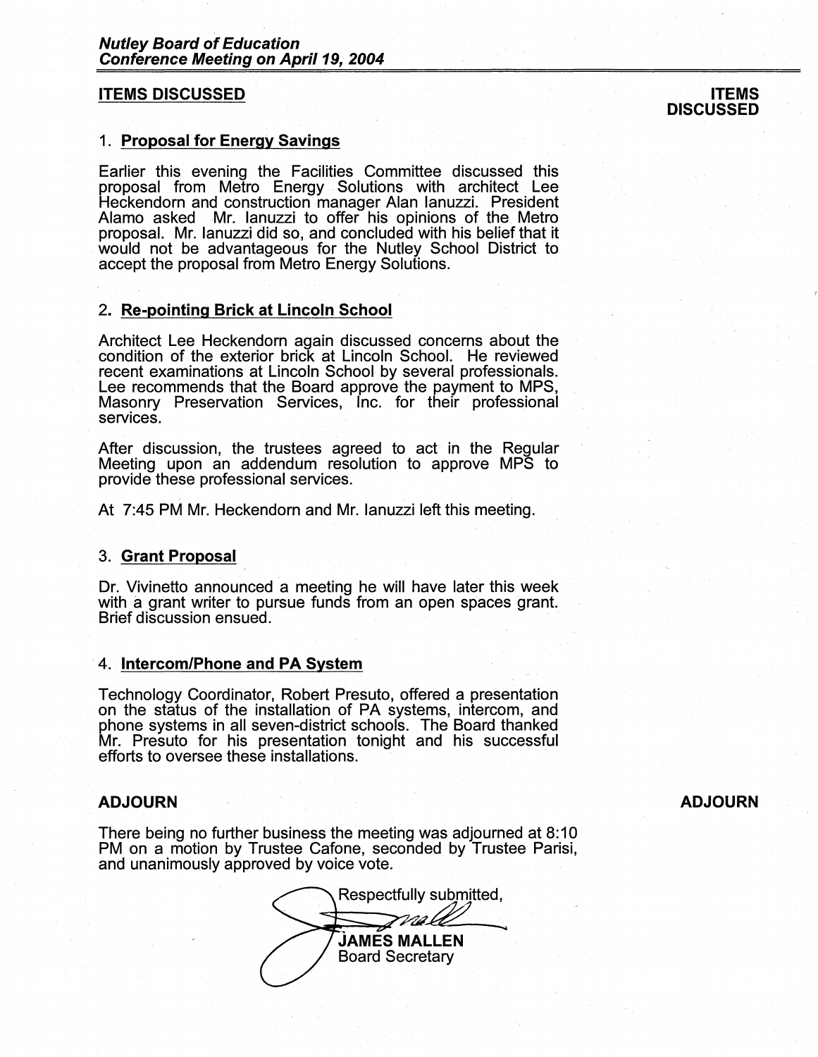## ITEMS DISCUSSED

### 1. Proposal for Energy Savings

Earlier this evening the Facilities Committee discussed this proposal from Metro Energy Solutions with architect Lee Heckendorn and construction manager Alan Ianuzzi. President Alamo asked Mr. Ianuzzi to offer his opinions of the Metro proposal. Mr. Ianuzzi did so, and concluded with his belief that it would not be advantageous for the Nutley School District to accept the proposal from Metro Energy Solutions.

### 2. Re-pointing Brick at Lincoln School

Architect Lee Heckendorn again discussed concerns about the condition of the exterior brick at Lincoln School. He reviewed recent examinations at Lincoln School by several professionals. Lee recommends that the Board approve the payment to MPS, Masonry Preservation Services, Inc. for their professional services.

After discussion, the trustees agreed to act in the Regular Meeting upon an addendum resolution to approve MPS to provide these professional services.

At 7:45 PM Mr. Heckendorn and Mr. Ianuzzi left this meeting.

### 3. Grant Proposal

Dr. Vivinetto announced a meeting he will have later this week with a grant writer to pursue funds from an open spaces grant. Brief discussion ensued.

### 4. Intercom/Phone and PA System

Technology Coordinator, Robert Presuto, offered a presentation on the status of the installation of PA systems, intercom, and phone systems in all seven-district schools. The Board thanked Mr. Presuto for his presentation tonight and his successful efforts to oversee these installations.

## ADJOURN

There being no further business the meeting was adjourned at 8:10 PM on a motion by Trustee Cafone, seconded by Trustee Parisi, and unanimously approved by voice vote.

Respectfully submitted,

**JAMES MALLEN**
Board Secretary